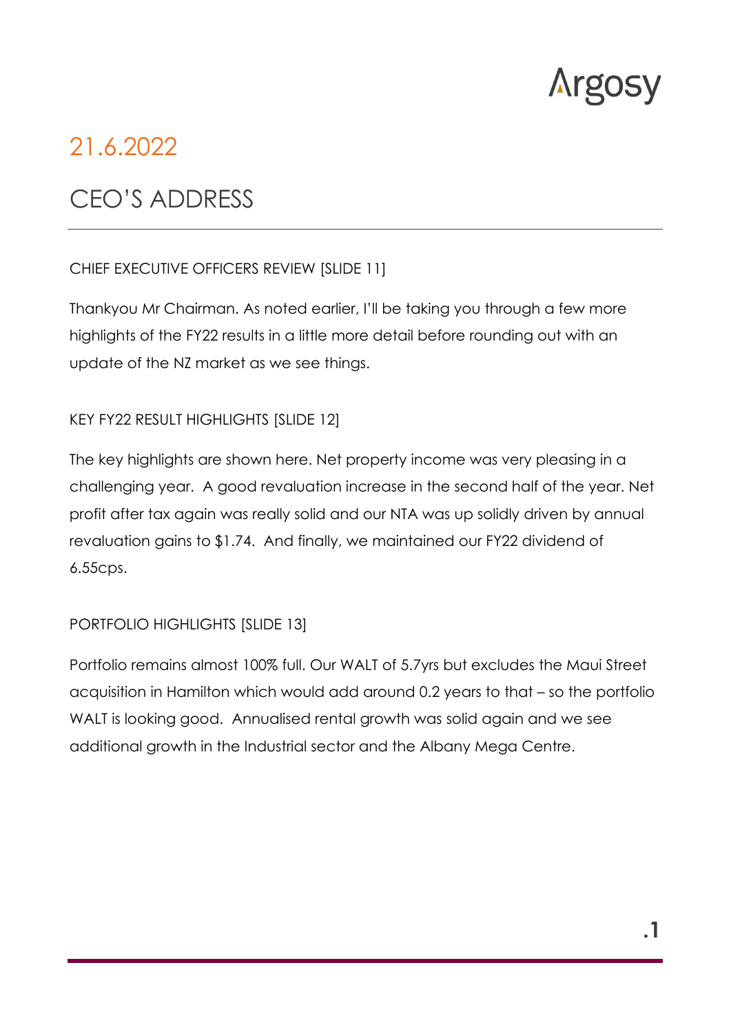## 21.6.2022

# CEO'S ADDRESS

CHIEF EXECUTIVE OFFICERS REVIEW [SLIDE 11]

Thankyou Mr Chairman. As noted earlier, I'll be taking you through a few more highlights of the FY22 results in a little more detail before rounding out with an update of the NZ market as we see things.

KEY FY22 RESULT HIGHLIGHTS [SLIDE 12]

The key highlights are shown here. Net property income was very pleasing in a challenging year. A good revaluation increase in the second half of the year. Net profit after tax again was really solid and our NTA was up solidly driven by annual revaluation gains to $1.74. And finally, we maintained our FY22 dividend of 6.55cps.

PORTFOLIO HIGHLIGHTS [SLIDE 13]

Portfolio remains almost 100% full. Our WALT of 5.7yrs but excludes the Maui Street acquisition in Hamilton which would add around 0.2 years to that – so the portfolio WALT is looking good. Annualised rental growth was solid again and we see additional growth in the Industrial sector and the Albany Mega Centre.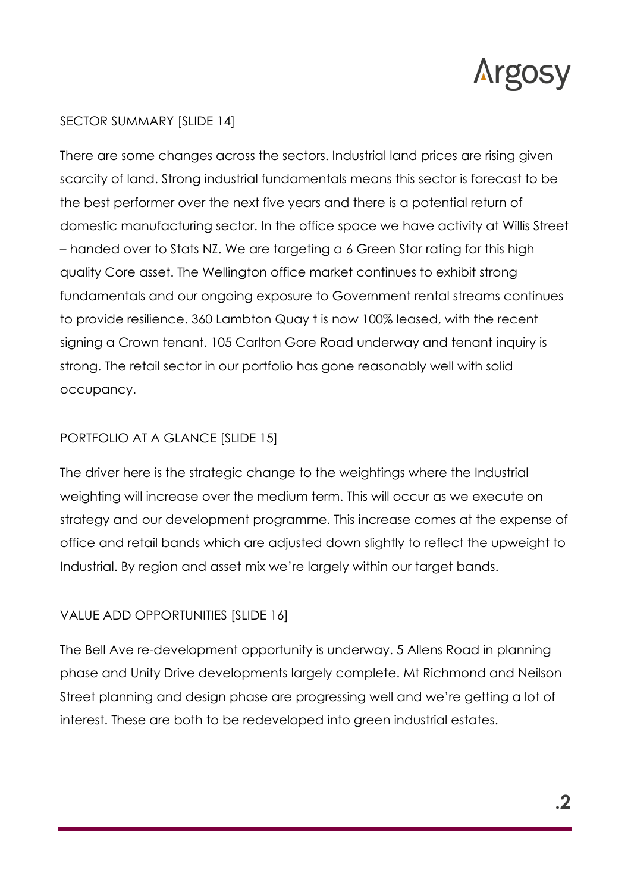## SECTOR SUMMARY [SLIDE 14]

There are some changes across the sectors. Industrial land prices are rising given scarcity of land. Strong industrial fundamentals means this sector is forecast to be the best performer over the next five years and there is a potential return of domestic manufacturing sector. In the office space we have activity at Willis Street – handed over to Stats NZ. We are targeting a 6 Green Star rating for this high quality Core asset. The Wellington office market continues to exhibit strong fundamentals and our ongoing exposure to Government rental streams continues to provide resilience. 360 Lambton Quay t is now 100% leased, with the recent signing a Crown tenant. 105 Carlton Gore Road underway and tenant inquiry is strong. The retail sector in our portfolio has gone reasonably well with solid occupancy.

## PORTFOLIO AT A GLANCE [SLIDE 15]

The driver here is the strategic change to the weightings where the Industrial weighting will increase over the medium term. This will occur as we execute on strategy and our development programme. This increase comes at the expense of office and retail bands which are adjusted down slightly to reflect the upweight to Industrial. By region and asset mix we're largely within our target bands.

## VALUE ADD OPPORTUNITIES [SLIDE 16]

The Bell Ave re-development opportunity is underway. 5 Allens Road in planning phase and Unity Drive developments largely complete. Mt Richmond and Neilson Street planning and design phase are progressing well and we're getting a lot of interest. These are both to be redeveloped into green industrial estates.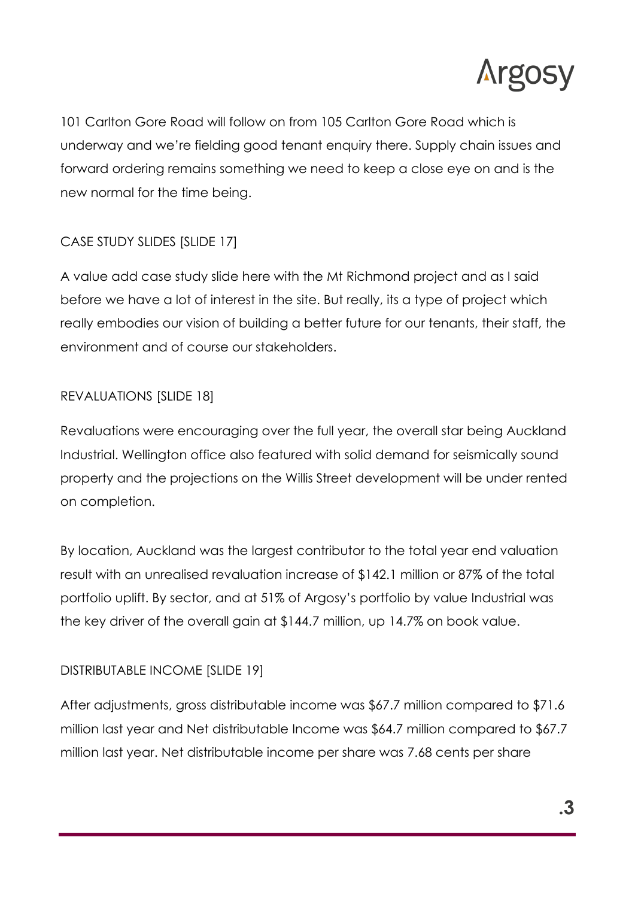101 Carlton Gore Road will follow on from 105 Carlton Gore Road which is underway and we're fielding good tenant enquiry there. Supply chain issues and forward ordering remains something we need to keep a close eye on and is the new normal for the time being.

CASE STUDY SLIDES [SLIDE 17]

A value add case study slide here with the Mt Richmond project and as I said before we have a lot of interest in the site. But really, its a type of project which really embodies our vision of building a better future for our tenants, their staff, the environment and of course our stakeholders.

REVALUATIONS [SLIDE 18]

Revaluations were encouraging over the full year, the overall star being Auckland Industrial. Wellington office also featured with solid demand for seismically sound property and the projections on the Willis Street development will be under rented on completion.

By location, Auckland was the largest contributor to the total year end valuation result with an unrealised revaluation increase of $142.1 million or 87% of the total portfolio uplift. By sector, and at 51% of Argosy's portfolio by value Industrial was the key driver of the overall gain at $144.7 million, up 14.7% on book value.

DISTRIBUTABLE INCOME [SLIDE 19]

After adjustments, gross distributable income was $67.7 million compared to $71.6 million last year and Net distributable Income was $64.7 million compared to $67.7 million last year. Net distributable income per share was 7.68 cents per share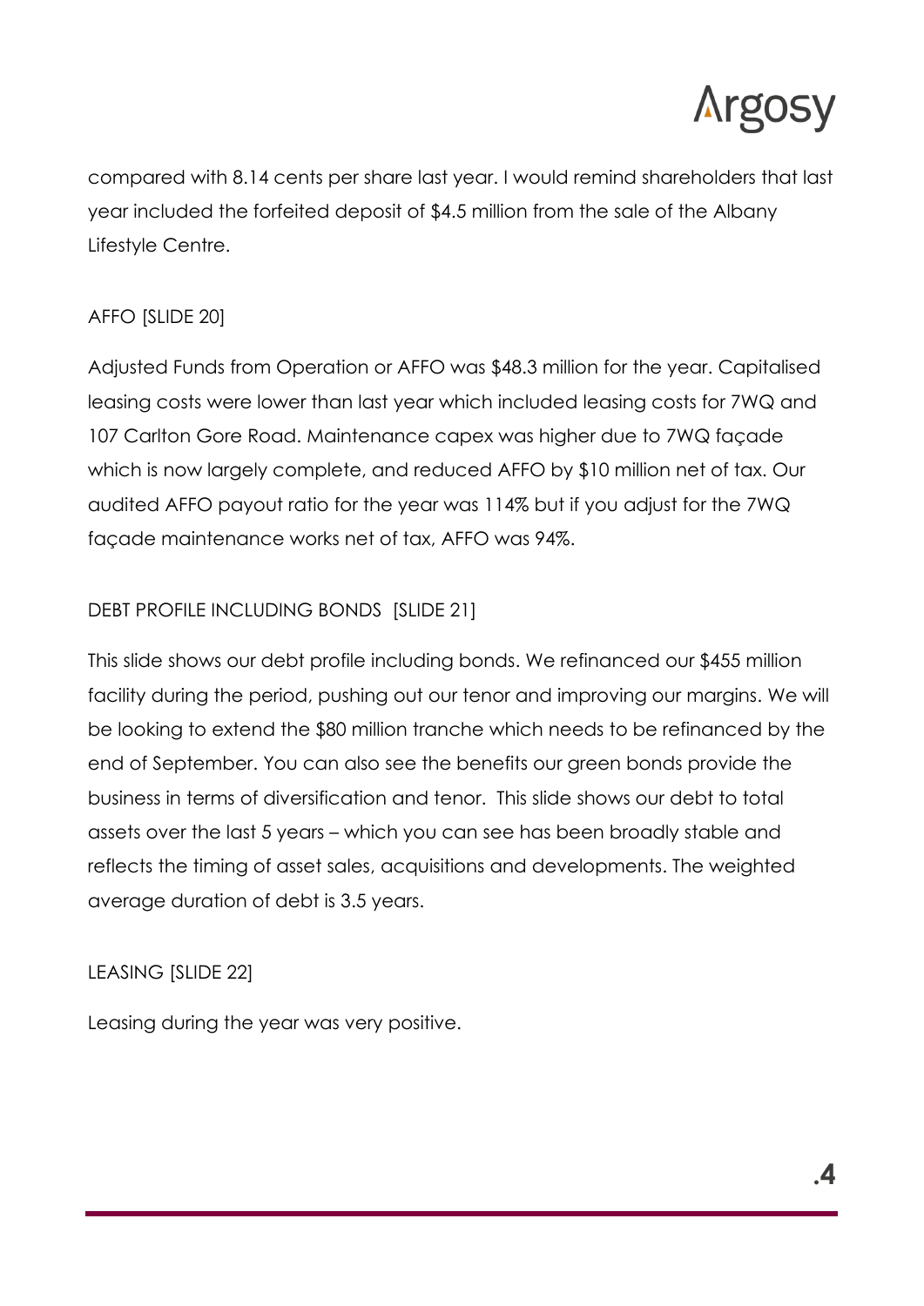compared with 8.14 cents per share last year. I would remind shareholders that last year included the forfeited deposit of $4.5 million from the sale of the Albany Lifestyle Centre.

AFFO [SLIDE 20]

Adjusted Funds from Operation or AFFO was $48.3 million for the year. Capitalised leasing costs were lower than last year which included leasing costs for 7WQ and 107 Carlton Gore Road. Maintenance capex was higher due to 7WQ façade which is now largely complete, and reduced AFFO by $10 million net of tax. Our audited AFFO payout ratio for the year was 114% but if you adjust for the 7WQ façade maintenance works net of tax, AFFO was 94%.

DEBT PROFILE INCLUDING BONDS [SLIDE 21]

This slide shows our debt profile including bonds. We refinanced our $455 million facility during the period, pushing out our tenor and improving our margins. We will be looking to extend the $80 million tranche which needs to be refinanced by the end of September. You can also see the benefits our green bonds provide the business in terms of diversification and tenor. This slide shows our debt to total assets over the last 5 years – which you can see has been broadly stable and reflects the timing of asset sales, acquisitions and developments. The weighted average duration of debt is 3.5 years.

LEASING [SLIDE 22]

Leasing during the year was very positive.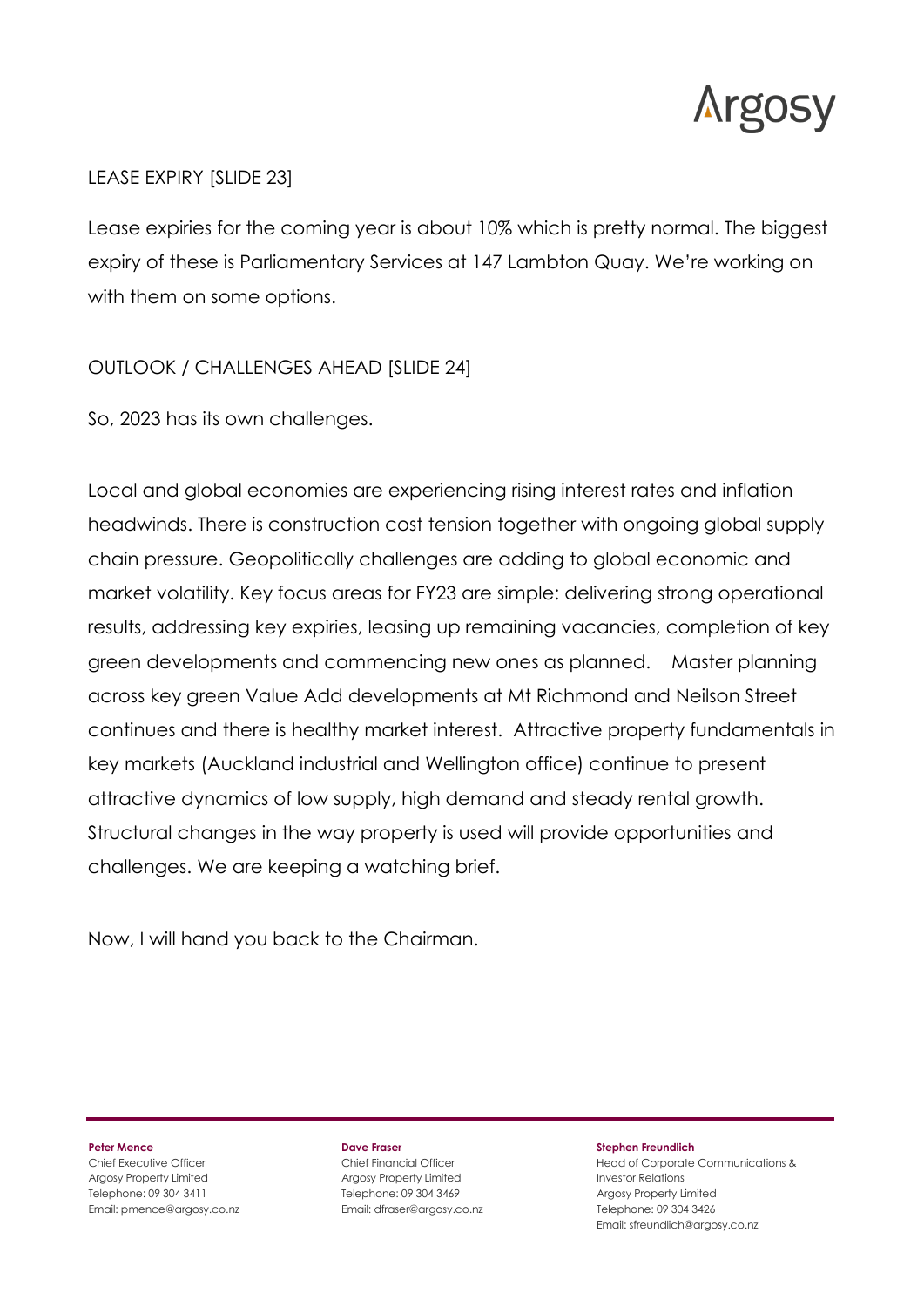## LEASE EXPIRY [SLIDE 23]

Lease expiries for the coming year is about 10% which is pretty normal. The biggest expiry of these is Parliamentary Services at 147 Lambton Quay. We're working on with them on some options.

## OUTLOOK / CHALLENGES AHEAD [SLIDE 24]

So, 2023 has its own challenges.

Local and global economies are experiencing rising interest rates and inflation headwinds. There is construction cost tension together with ongoing global supply chain pressure. Geopolitically challenges are adding to global economic and market volatility. Key focus areas for FY23 are simple: delivering strong operational results, addressing key expiries, leasing up remaining vacancies, completion of key green developments and commencing new ones as planned. Master planning across key green Value Add developments at Mt Richmond and Neilson Street continues and there is healthy market interest. Attractive property fundamentals in key markets (Auckland industrial and Wellington office) continue to present attractive dynamics of low supply, high demand and steady rental growth. Structural changes in the way property is used will provide opportunities and challenges. We are keeping a watching brief.

Now, I will hand you back to the Chairman.